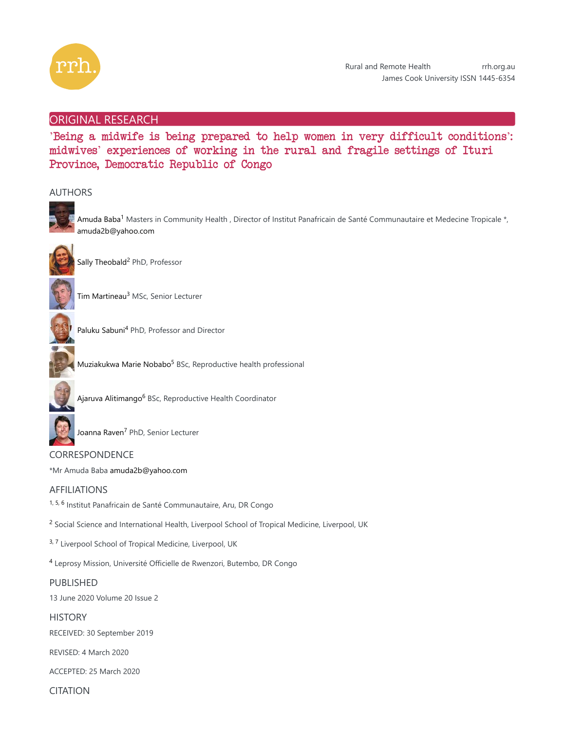ORIGINAL RESEARCH

# 'Being a midwife is being prepared to help women in very difficult conditions': midwives' experiences of working in the rural and fragile settings of Ituri Province, Democratic Republic of Congo

## AUTHORS

Amuda Baba[1] Masters in Community Health , Director of Institut Panafricain de Santé Communautaire et Medecine Tropicale *, amuda2b@yahoo.com

Sally Theobald[2] PhD, Professor

Tim Martineau[3] MSc, Senior Lecturer

Paluku Sabuni[4] PhD, Professor and Director

Muziakukwa Marie Nobabo[5] BSc, Reproductive health professional

Ajaruva Alitimango[6] BSc, Reproductive Health Coordinator

Joanna Raven[7] PhD, Senior Lecturer

## CORRESPONDENCE

*Mr Amuda Baba amuda2b@yahoo.com

## AFFILIATIONS

[1, 5, 6] Institut Panafricain de Santé Communautaire, Aru, DR Congo

[2] Social Science and International Health, Liverpool School of Tropical Medicine, Liverpool, UK

[3, 7] Liverpool School of Tropical Medicine, Liverpool, UK

[4] Leprosy Mission, Université Officielle de Rwenzori, Butembo, DR Congo

## PUBLISHED

13 June 2020 Volume 20 Issue 2

## HISTORY

RECEIVED: 30 September 2019

REVISED: 4 March 2020

ACCEPTED: 25 March 2020

## CITATION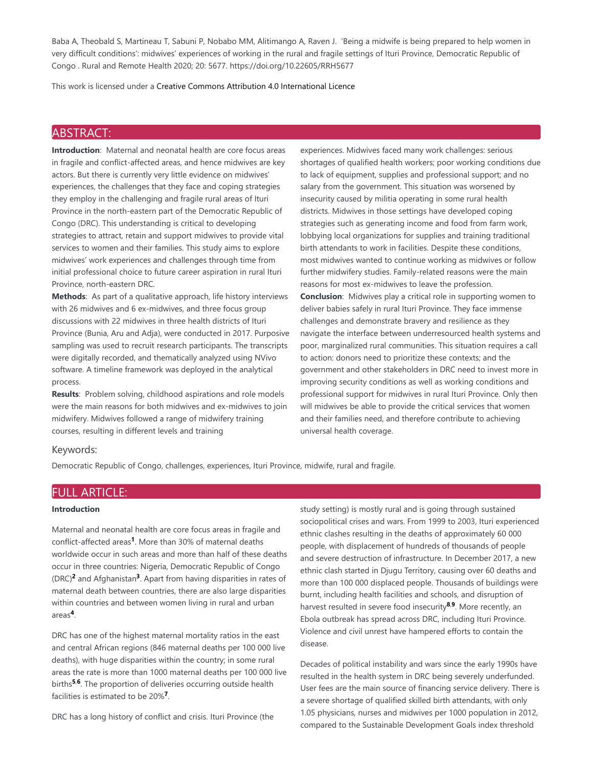Baba A, Theobald S, Martineau T, Sabuni P, Nobabo MM, Alitimango A, Raven J. 'Being a midwife is being prepared to help women in very difficult conditions': midwives' experiences of working in the rural and fragile settings of Ituri Province, Democratic Republic of Congo . Rural and Remote Health 2020; 20: 5677. https://doi.org/10.22605/RRH5677

This work is licensed under a Creative Commons Attribution 4.0 International Licence

## ABSTRACT:

**Introduction**: Maternal and neonatal health are core focus areas in fragile and conflict-affected areas, and hence midwives are key actors. But there is currently very little evidence on midwives' experiences, the challenges that they face and coping strategies they employ in the challenging and fragile rural areas of Ituri Province in the north-eastern part of the Democratic Republic of Congo (DRC). This understanding is critical to developing strategies to attract, retain and support midwives to provide vital services to women and their families. This study aims to explore midwives' work experiences and challenges through time from initial professional choice to future career aspiration in rural Ituri Province, north-eastern DRC.

**Methods**: As part of a qualitative approach, life history interviews with 26 midwives and 6 ex-midwives, and three focus group discussions with 22 midwives in three health districts of Ituri Province (Bunia, Aru and Adja), were conducted in 2017. Purposive sampling was used to recruit research participants. The transcripts were digitally recorded, and thematically analyzed using NVivo software. A timeline framework was deployed in the analytical process.

**Results**: Problem solving, childhood aspirations and role models were the main reasons for both midwives and ex-midwives to join midwifery. Midwives followed a range of midwifery training courses, resulting in different levels and training experiences. Midwives faced many work challenges: serious shortages of qualified health workers; poor working conditions due to lack of equipment, supplies and professional support; and no salary from the government. This situation was worsened by insecurity caused by militia operating in some rural health districts. Midwives in those settings have developed coping strategies such as generating income and food from farm work, lobbying local organizations for supplies and training traditional birth attendants to work in facilities. Despite these conditions, most midwives wanted to continue working as midwives or follow further midwifery studies. Family-related reasons were the main reasons for most ex-midwives to leave the profession.

**Conclusion**: Midwives play a critical role in supporting women to deliver babies safely in rural Ituri Province. They face immense challenges and demonstrate bravery and resilience as they navigate the interface between underresourced health systems and poor, marginalized rural communities. This situation requires a call to action: donors need to prioritize these contexts; and the government and other stakeholders in DRC need to invest more in improving security conditions as well as working conditions and professional support for midwives in rural Ituri Province. Only then will midwives be able to provide the critical services that women and their families need, and therefore contribute to achieving universal health coverage.

### Keywords:

Democratic Republic of Congo, challenges, experiences, Ituri Province, midwife, rural and fragile.

## FULL ARTICLE:

### Introduction

Maternal and neonatal health are core focus areas in fragile and conflict-affected areas[1]. More than 30% of maternal deaths worldwide occur in such areas and more than half of these deaths occur in three countries: Nigeria, Democratic Republic of Congo (DRC)[2] and Afghanistan[3]. Apart from having disparities in rates of maternal death between countries, there are also large disparities within countries and between women living in rural and urban areas[4].

DRC has one of the highest maternal mortality ratios in the east and central African regions (846 maternal deaths per 100 000 live deaths), with huge disparities within the country; in some rural areas the rate is more than 1000 maternal deaths per 100 000 live births[5,6]. The proportion of deliveries occurring outside health facilities is estimated to be 20%[7].

DRC has a long history of conflict and crisis. Ituri Province (the study setting) is mostly rural and is going through sustained sociopolitical crises and wars. From 1999 to 2003, Ituri experienced ethnic clashes resulting in the deaths of approximately 60 000 people, with displacement of hundreds of thousands of people and severe destruction of infrastructure. In December 2017, a new ethnic clash started in Djugu Territory, causing over 60 deaths and more than 100 000 displaced people. Thousands of buildings were burnt, including health facilities and schools, and disruption of harvest resulted in severe food insecurity[8,9]. More recently, an Ebola outbreak has spread across DRC, including Ituri Province. Violence and civil unrest have hampered efforts to contain the disease.

Decades of political instability and wars since the early 1990s have resulted in the health system in DRC being severely underfunded. User fees are the main source of financing service delivery. There is a severe shortage of qualified skilled birth attendants, with only 1.05 physicians, nurses and midwives per 1000 population in 2012, compared to the Sustainable Development Goals index threshold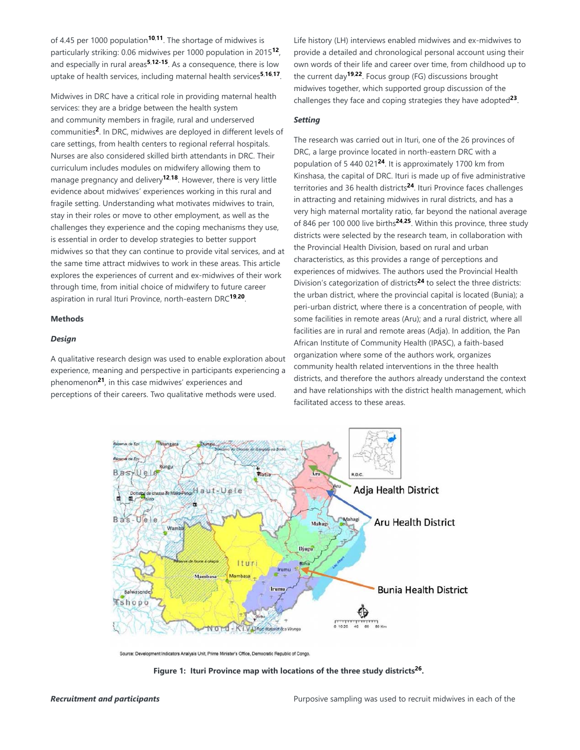of 4.45 per 1000 population[10,11]. The shortage of midwives is particularly striking: 0.06 midwives per 1000 population in 2015[12], and especially in rural areas[5,12-15]. As a consequence, there is low uptake of health services, including maternal health services[5,16,17].

Midwives in DRC have a critical role in providing maternal health services: they are a bridge between the health system and community members in fragile, rural and underserved communities[2]. In DRC, midwives are deployed in different levels of care settings, from health centers to regional referral hospitals. Nurses are also considered skilled birth attendants in DRC. Their curriculum includes modules on midwifery allowing them to manage pregnancy and delivery[12,18]. However, there is very little evidence about midwives' experiences working in this rural and fragile setting. Understanding what motivates midwives to train, stay in their roles or move to other employment, as well as the challenges they experience and the coping mechanisms they use, is essential in order to develop strategies to better support midwives so that they can continue to provide vital services, and at the same time attract midwives to work in these areas. This article explores the experiences of current and ex-midwives of their work through time, from initial choice of midwifery to future career aspiration in rural Ituri Province, north-eastern DRC[19,20].

**Methods**

***Design***

A qualitative research design was used to enable exploration about experience, meaning and perspective in participants experiencing a phenomenon[21], in this case midwives' experiences and perceptions of their careers. Two qualitative methods were used. Life history (LH) interviews enabled midwives and ex-midwives to provide a detailed and chronological personal account using their own words of their life and career over time, from childhood up to the current day[19,22]. Focus group (FG) discussions brought midwives together, which supported group discussion of the challenges they face and coping strategies they have adopted[23].

***Setting***

The research was carried out in Ituri, one of the 26 provinces of DRC, a large province located in north-eastern DRC with a population of 5 440 021[24]. It is approximately 1700 km from Kinshasa, the capital of DRC. Ituri is made up of five administrative territories and 36 health districts[24]. Ituri Province faces challenges in attracting and retaining midwives in rural districts, and has a very high maternal mortality ratio, far beyond the national average of 846 per 100 000 live births[24,25]. Within this province, three study districts were selected by the research team, in collaboration with the Provincial Health Division, based on rural and urban characteristics, as this provides a range of perceptions and experiences of midwives. The authors used the Provincial Health Division's categorization of districts[24] to select the three districts: the urban district, where the provincial capital is located (Bunia); a peri-urban district, where there is a concentration of people, with some facilities in remote areas (Aru); and a rural district, where all facilities are in rural and remote areas (Adja). In addition, the Pan African Institute of Community Health (IPASC), a faith-based organization where some of the authors work, organizes community health related interventions in the three health districts, and therefore the authors already understand the context and have relationships with the district health management, which facilitated access to these areas.

Source: Development Indicators Analysis Unit, Prime Minister's Office, Democratic Republic of Congo.

**Figure 1: Ituri Province map with locations of the three study districts[26].**

***Recruitment and participants***

Purposive sampling was used to recruit midwives in each of the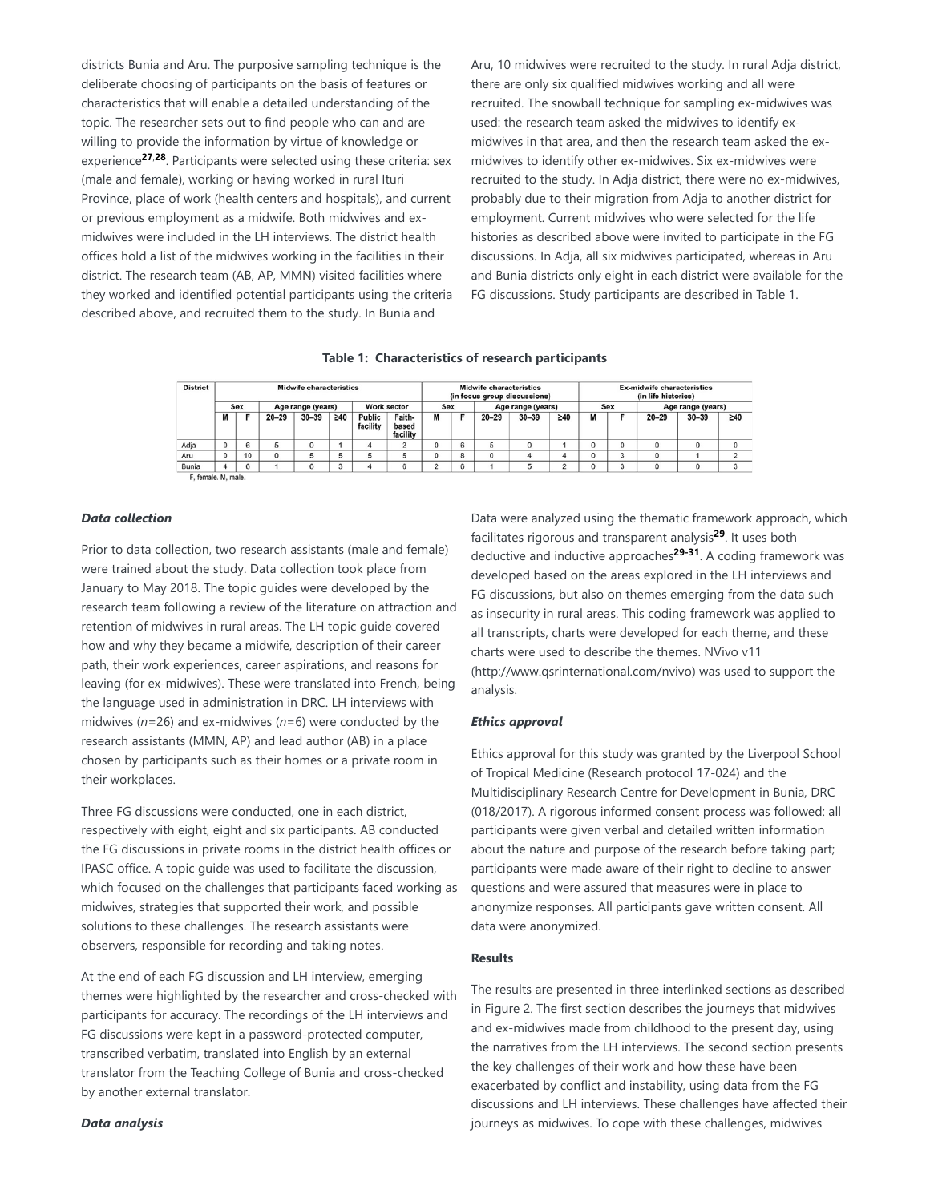districts Bunia and Aru. The purposive sampling technique is the deliberate choosing of participants on the basis of features or characteristics that will enable a detailed understanding of the topic. The researcher sets out to find people who can and are willing to provide the information by virtue of knowledge or experience[27,28]. Participants were selected using these criteria: sex (male and female), working or having worked in rural Ituri Province, place of work (health centers and hospitals), and current or previous employment as a midwife. Both midwives and ex-midwives were included in the LH interviews. The district health offices hold a list of the midwives working in the facilities in their district. The research team (AB, AP, MMN) visited facilities where they worked and identified potential participants using the criteria described above, and recruited them to the study. In Bunia and Aru, 10 midwives were recruited to the study. In rural Adja district, there are only six qualified midwives working and all were recruited. The snowball technique for sampling ex-midwives was used: the research team asked the midwives to identify ex-midwives in that area, and then the research team asked the ex-midwives to identify other ex-midwives. Six ex-midwives were recruited to the study. In Adja district, there were no ex-midwives, probably due to their migration from Adja to another district for employment. Current midwives who were selected for the life histories as described above were invited to participate in the FG discussions. In Adja, all six midwives participated, whereas in Aru and Bunia districts only eight in each district were available for the FG discussions. Study participants are described in Table 1.

**Table 1: Characteristics of research participants**

| District | Midwife characteristics | | | | | | | Midwife characteristics (in focus group discussions) | | | | | Ex-midwife characteristics (in life histories) | | | | |
|---|---|---|---|---|---|---|---|---|---|---|---|---|---|---|---|---|---|
| | Sex | | Age range (years) | | | Work sector | | Sex | | Age range (years) | | | Sex | | Age range (years) | | |
| | M | F | 20–29 | 30–39 | ≥40 | Public facility | Faith-based facility | M | F | 20–29 | 30–39 | ≥40 | M | F | 20–29 | 30–39 | ≥40 |
| Adja | 0 | 6 | 5 | 0 | 1 | 4 | 2 | 0 | 6 | 5 | 0 | 1 | 0 | 0 | 0 | 0 | 0 |
| Aru | 0 | 10 | 0 | 5 | 5 | 5 | 5 | 0 | 8 | 0 | 4 | 4 | 0 | 3 | 0 | 1 | 2 |
| Bunia | 4 | 6 | 1 | 6 | 3 | 4 | 6 | 2 | 6 | 1 | 5 | 2 | 0 | 3 | 0 | 0 | 3 |

F, female. M, male.

***Data collection***

Prior to data collection, two research assistants (male and female) were trained about the study. Data collection took place from January to May 2018. The topic guides were developed by the research team following a review of the literature on attraction and retention of midwives in rural areas. The LH topic guide covered how and why they became a midwife, description of their career path, their work experiences, career aspirations, and reasons for leaving (for ex-midwives). These were translated into French, being the language used in administration in DRC. LH interviews with midwives ($n$=26) and ex-midwives ($n$=6) were conducted by the research assistants (MMN, AP) and lead author (AB) in a place chosen by participants such as their homes or a private room in their workplaces.

Three FG discussions were conducted, one in each district, respectively with eight, eight and six participants. AB conducted the FG discussions in private rooms in the district health offices or IPASC office. A topic guide was used to facilitate the discussion, which focused on the challenges that participants faced working as midwives, strategies that supported their work, and possible solutions to these challenges. The research assistants were observers, responsible for recording and taking notes.

At the end of each FG discussion and LH interview, emerging themes were highlighted by the researcher and cross-checked with participants for accuracy. The recordings of the LH interviews and FG discussions were kept in a password-protected computer, transcribed verbatim, translated into English by an external translator from the Teaching College of Bunia and cross-checked by another external translator.

***Data analysis***

Data were analyzed using the thematic framework approach, which facilitates rigorous and transparent analysis[29]. It uses both deductive and inductive approaches[29-31]. A coding framework was developed based on the areas explored in the LH interviews and FG discussions, but also on themes emerging from the data such as insecurity in rural areas. This coding framework was applied to all transcripts, charts were developed for each theme, and these charts were used to describe the themes. NVivo v11 (http://www.qsrinternational.com/nvivo) was used to support the analysis.

***Ethics approval***

Ethics approval for this study was granted by the Liverpool School of Tropical Medicine (Research protocol 17-024) and the Multidisciplinary Research Centre for Development in Bunia, DRC (018/2017). A rigorous informed consent process was followed: all participants were given verbal and detailed written information about the nature and purpose of the research before taking part; participants were made aware of their right to decline to answer questions and were assured that measures were in place to anonymize responses. All participants gave written consent. All data were anonymized.

**Results**

The results are presented in three interlinked sections as described in Figure 2. The first section describes the journeys that midwives and ex-midwives made from childhood to the present day, using the narratives from the LH interviews. The second section presents the key challenges of their work and how these have been exacerbated by conflict and instability, using data from the FG discussions and LH interviews. These challenges have affected their journeys as midwives. To cope with these challenges, midwives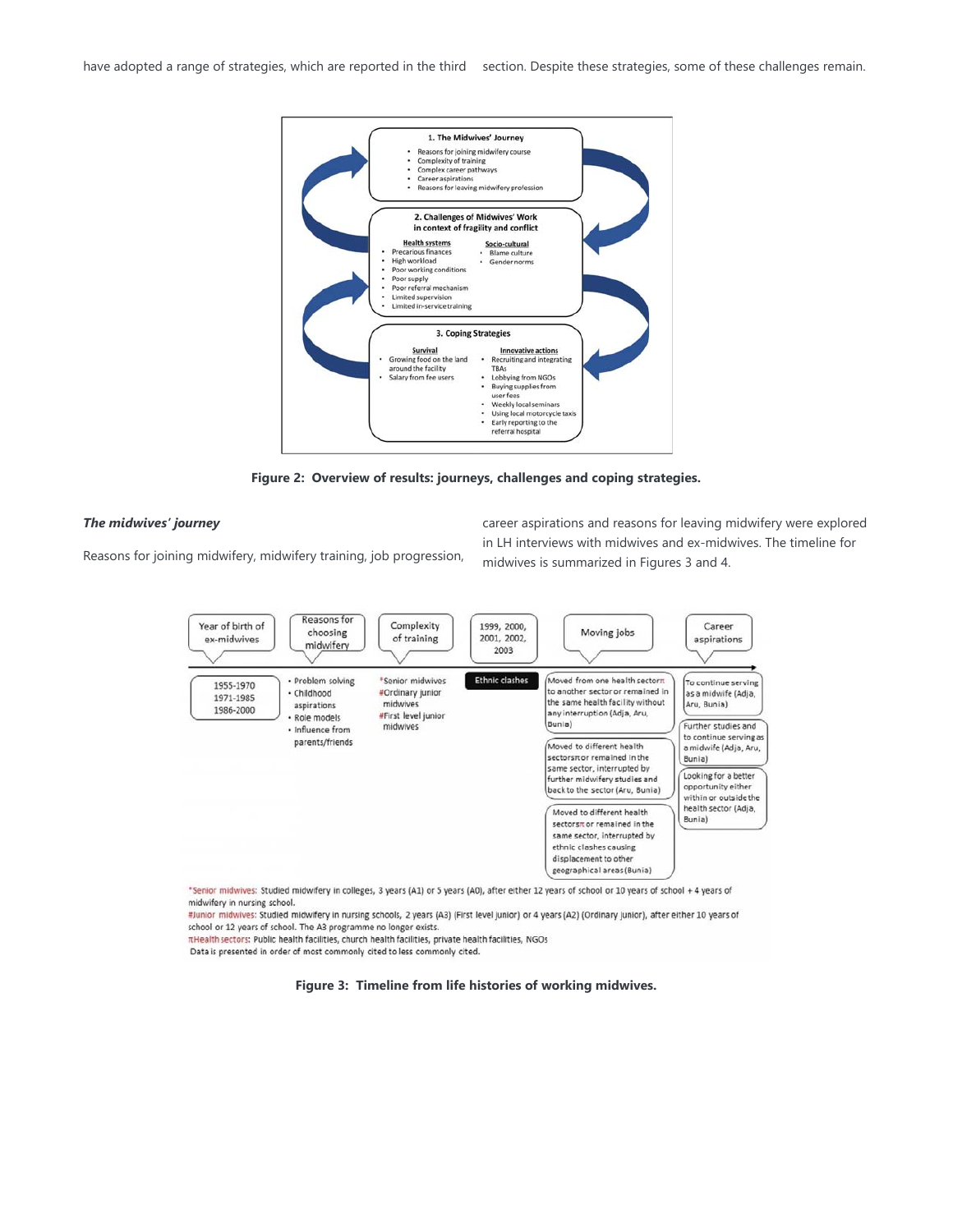have adopted a range of strategies, which are reported in the third section. Despite these strategies, some of these challenges remain.

1. The Midwives' Journey
- Reasons for joining midwifery course
- Complexity of training
- Complex career pathways
- Career aspirations
- Reasons for leaving midwifery profession

2. Challenges of Midwives' Work in context of fragility and conflict

Health systems
- Precarious finances
- High workload
- Poor working conditions
- Poor supply
- Poor referral mechanism
- Limited supervision
- Limited in-service training

Socio-cultural
- Blame culture
- Gender norms

3. Coping Strategies

Survival
- Growing food on the land around the facility
- Salary from fee users

Innovative actions
- Recruiting and integrating TBAs
- Lobbying from NGOs
- Buying supplies from user fees
- Weekly local seminars
- Using local motorcycle taxis
- Early reporting to the referral hospital

**Figure 2: Overview of results: journeys, challenges and coping strategies.**

***The midwives' journey***

Reasons for joining midwifery, midwifery training, job progression, career aspirations and reasons for leaving midwifery were explored in LH interviews with midwives and ex-midwives. The timeline for midwives is summarized in Figures 3 and 4.

| Year of birth of ex-midwives | Reasons for choosing midwifery | Complexity of training | 1999, 2000, 2001, 2002, 2003 | Moving jobs | Career aspirations |
|---|---|---|---|---|---|
| 1955-1970<br>1971-1985<br>1986-2000 | • Problem solving<br>• Childhood aspirations<br>• Role models<br>• Influence from parents/friends | *Senior midwives<br>#Ordinary junior midwives<br>#First level junior midwives | Ethnic clashes | Moved from one health sectorπ to another sector or remained in the same health facility without any interruption (Adja, Aru, Bunia)<br>Moved to different health sectorsπ or remained in the same sector, interrupted by further midwifery studies and back to the sector (Aru, Bunia)<br>Moved to different health sectorsπ or remained in the same sector, interrupted by ethnic clashes causing displacement to other geographical areas (Bunia) | To continue serving as a midwife (Adja, Aru, Bunia)<br>Further studies and to continue serving as a midwife (Adja, Aru, Bunia)<br>Looking for a better opportunity either within or outside the health sector (Adja, Bunia) |

*Senior midwives: Studied midwifery in colleges, 3 years (A1) or 5 years (A0), after either 12 years of school or 10 years of school + 4 years of midwifery in nursing school.
#Junior midwives: Studied midwifery in nursing schools, 2 years (A3) (First level junior) or 4 years (A2) (Ordinary junior), after either 10 years of school or 12 years of school. The A3 programme no longer exists.
πHealth sectors: Public health facilities, church health facilities, private health facilities, NGOs
Data is presented in order of most commonly cited to less commonly cited.

**Figure 3: Timeline from life histories of working midwives.**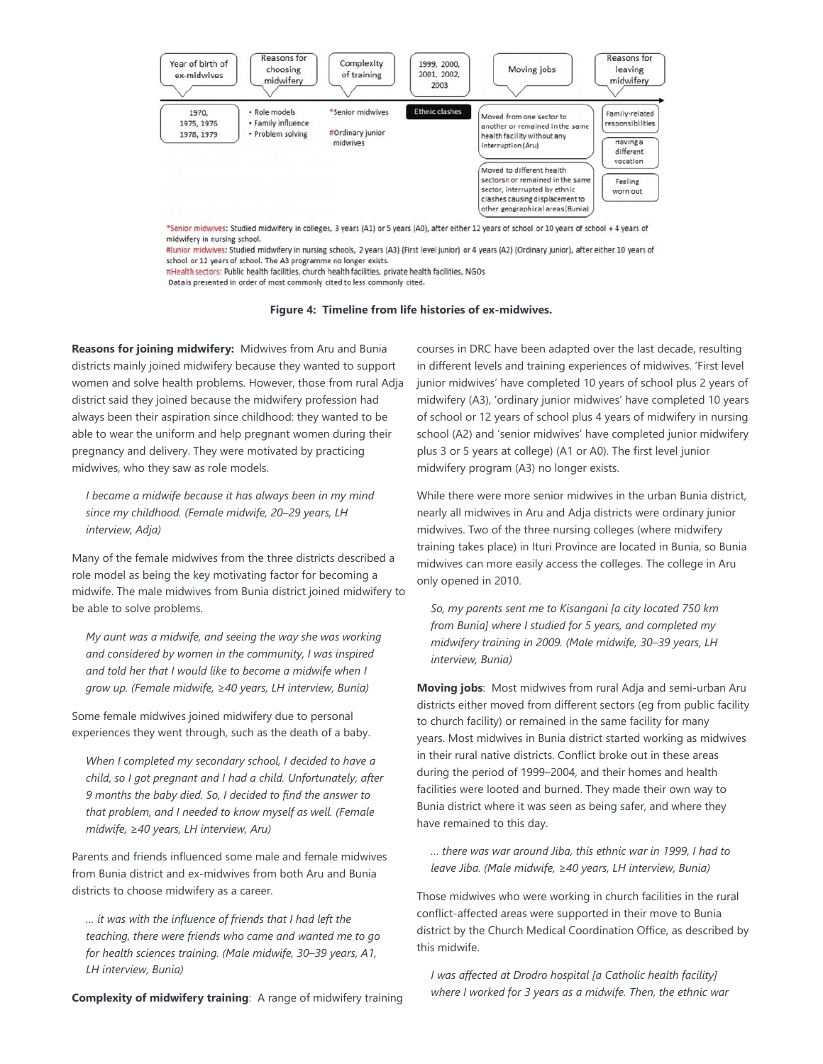| Year of birth of ex-midwives | Reasons for choosing midwifery | Complexity of training | 1999, 2000, 2001, 2002, 2003 | Moving jobs | Reasons for leaving midwifery |
| --- | --- | --- | --- | --- | --- |
| 1970, 1975, 1976 1978, 1979 | • Role models • Family influence • Problem solving | *Senior midwives #Ordinary junior midwives | Ethnic clashes | Moved from one sector to another or remained in the same health facility without any interruption (Aru) | Family-related responsibilities |
| | | | | Moved to different health sectorsπ or remained in the same sector, interrupted by ethnic clashes causing displacement to other geographical areas (Bunia) | Having a different vocation |
| | | | | | Feeling worn out |

*Senior midwives: Studied midwifery in colleges, 3 years (A1) or 5 years (A0), after either 12 years of school or 10 years of school + 4 years of midwifery in nursing school.
#Junior midwives: Studied midwifery in nursing schools, 2 years (A3) (First level junior) or 4 years (A2) (Ordinary junior), after either 10 years of school or 12 years of school. The A3 programme no longer exists.
πHealth sectors: Public health facilities, church health facilities, private health facilities, NGOs
Data is presented in order of most commonly cited to less commonly cited.

**Figure 4: Timeline from life histories of ex-midwives.**

**Reasons for joining midwifery:** Midwives from Aru and Bunia districts mainly joined midwifery because they wanted to support women and solve health problems. However, those from rural Adja district said they joined because the midwifery profession had always been their aspiration since childhood: they wanted to be able to wear the uniform and help pregnant women during their pregnancy and delivery. They were motivated by practicing midwives, who they saw as role models.

> *I became a midwife because it has always been in my mind since my childhood. (Female midwife, 20–29 years, LH interview, Adja)*

Many of the female midwives from the three districts described a role model as being the key motivating factor for becoming a midwife. The male midwives from Bunia district joined midwifery to be able to solve problems.

> *My aunt was a midwife, and seeing the way she was working and considered by women in the community, I was inspired and told her that I would like to become a midwife when I grow up. (Female midwife, ≥40 years, LH interview, Bunia)*

Some female midwives joined midwifery due to personal experiences they went through, such as the death of a baby.

> *When I completed my secondary school, I decided to have a child, so I got pregnant and I had a child. Unfortunately, after 9 months the baby died. So, I decided to find the answer to that problem, and I needed to know myself as well. (Female midwife, ≥40 years, LH interview, Aru)*

Parents and friends influenced some male and female midwives from Bunia district and ex-midwives from both Aru and Bunia districts to choose midwifery as a career.

> *… it was with the influence of friends that I had left the teaching, there were friends who came and wanted me to go for health sciences training. (Male midwife, 30–39 years, A1, LH interview, Bunia)*

**Complexity of midwifery training**: A range of midwifery training courses in DRC have been adapted over the last decade, resulting in different levels and training experiences of midwives. 'First level junior midwives' have completed 10 years of school plus 2 years of midwifery (A3), 'ordinary junior midwives' have completed 10 years of school or 12 years of school plus 4 years of midwifery in nursing school (A2) and 'senior midwives' have completed junior midwifery plus 3 or 5 years at college) (A1 or A0). The first level junior midwifery program (A3) no longer exists.

While there were more senior midwives in the urban Bunia district, nearly all midwives in Aru and Adja districts were ordinary junior midwives. Two of the three nursing colleges (where midwifery training takes place) in Ituri Province are located in Bunia, so Bunia midwives can more easily access the colleges. The college in Aru only opened in 2010.

> *So, my parents sent me to Kisangani [a city located 750 km from Bunia] where I studied for 5 years, and completed my midwifery training in 2009. (Male midwife, 30–39 years, LH interview, Bunia)*

**Moving jobs**: Most midwives from rural Adja and semi-urban Aru districts either moved from different sectors (eg from public facility to church facility) or remained in the same facility for many years. Most midwives in Bunia district started working as midwives in their rural native districts. Conflict broke out in these areas during the period of 1999–2004, and their homes and health facilities were looted and burned. They made their own way to Bunia district where it was seen as being safer, and where they have remained to this day.

> *… there was war around Jiba, this ethnic war in 1999, I had to leave Jiba. (Male midwife, ≥40 years, LH interview, Bunia)*

Those midwives who were working in church facilities in the rural conflict-affected areas were supported in their move to Bunia district by the Church Medical Coordination Office, as described by this midwife.

> *I was affected at Drodro hospital [a Catholic health facility] where I worked for 3 years as a midwife. Then, the ethnic war*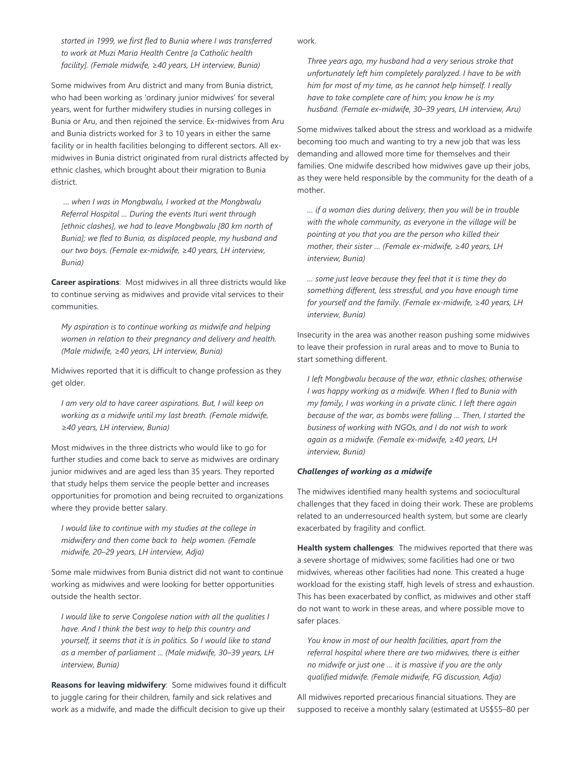*started in 1999, we first fled to Bunia where I was transferred to work at Muzi Maria Health Centre [a Catholic health facility]. (Female midwife, ≥40 years, LH interview, Bunia)*

Some midwives from Aru district and many from Bunia district, who had been working as 'ordinary junior midwives' for several years, went for further midwifery studies in nursing colleges in Bunia or Aru, and then rejoined the service. Ex-midwives from Aru and Bunia districts worked for 3 to 10 years in either the same facility or in health facilities belonging to different sectors. All ex-midwives in Bunia district originated from rural districts affected by ethnic clashes, which brought about their migration to Bunia district.

> *… when I was in Mongbwalu, I worked at the Mongbwalu Referral Hospital … During the events Ituri went through [ethnic clashes], we had to leave Mongbwalu [80 km north of Bunia]; we fled to Bunia, as displaced people, my husband and our two boys. (Female ex-midwife, ≥40 years, LH interview, Bunia)*

**Career aspirations**: Most midwives in all three districts would like to continue serving as midwives and provide vital services to their communities.

> *My aspiration is to continue working as midwife and helping women in relation to their pregnancy and delivery and health. (Male midwife, ≥40 years, LH interview, Bunia)*

Midwives reported that it is difficult to change profession as they get older.

> *I am very old to have career aspirations. But, I will keep on working as a midwife until my last breath. (Female midwife, ≥40 years, LH interview, Bunia)*

Most midwives in the three districts who would like to go for further studies and come back to serve as midwives are ordinary junior midwives and are aged less than 35 years. They reported that study helps them service the people better and increases opportunities for promotion and being recruited to organizations where they provide better salary.

> *I would like to continue with my studies at the college in midwifery and then come back to help women. (Female midwife, 20–29 years, LH interview, Adja)*

Some male midwives from Bunia district did not want to continue working as midwives and were looking for better opportunities outside the health sector.

> *I would like to serve Congolese nation with all the qualities I have. And I think the best way to help this country and yourself, it seems that it is in politics. So I would like to stand as a member of parliament … (Male midwife, 30–39 years, LH interview, Bunia)*

**Reasons for leaving midwifery**: Some midwives found it difficult to juggle caring for their children, family and sick relatives and work as a midwife, and made the difficult decision to give up their work.

> *Three years ago, my husband had a very serious stroke that unfortunately left him completely paralyzed. I have to be with him for most of my time, as he cannot help himself. I really have to take complete care of him; you know he is my husband. (Female ex-midwife, 30–39 years, LH interview, Aru)*

Some midwives talked about the stress and workload as a midwife becoming too much and wanting to try a new job that was less demanding and allowed more time for themselves and their families. One midwife described how midwives gave up their jobs, as they were held responsible by the community for the death of a mother.

> *… if a woman dies during delivery, then you will be in trouble with the whole community, as everyone in the village will be pointing at you that you are the person who killed their mother, their sister … (Female ex-midwife, ≥40 years, LH interview, Bunia)*

> *… some just leave because they feel that it is time they do something different, less stressful, and you have enough time for yourself and the family. (Female ex-midwife, ≥40 years, LH interview, Bunia)*

Insecurity in the area was another reason pushing some midwives to leave their profession in rural areas and to move to Bunia to start something different.

> *I left Mongbwalu because of the war, ethnic clashes; otherwise I was happy working as a midwife. When I fled to Bunia with my family, I was working in a private clinic. I left there again because of the war, as bombs were falling … Then, I started the business of working with NGOs, and I do not wish to work again as a midwife. (Female ex-midwife, ≥40 years, LH interview, Bunia)*

***Challenges of working as a midwife***

The midwives identified many health systems and sociocultural challenges that they faced in doing their work. These are problems related to an underresourced health system, but some are clearly exacerbated by fragility and conflict.

**Health system challenges**: The midwives reported that there was a severe shortage of midwives; some facilities had one or two midwives, whereas other facilities had none. This created a huge workload for the existing staff, high levels of stress and exhaustion. This has been exacerbated by conflict, as midwives and other staff do not want to work in these areas, and where possible move to safer places.

> *You know in most of our health facilities, apart from the referral hospital where there are two midwives, there is either no midwife or just one … it is massive if you are the only qualified midwife. (Female midwife, FG discussion, Adja)*

All midwives reported precarious financial situations. They are supposed to receive a monthly salary (estimated at US$55–80 per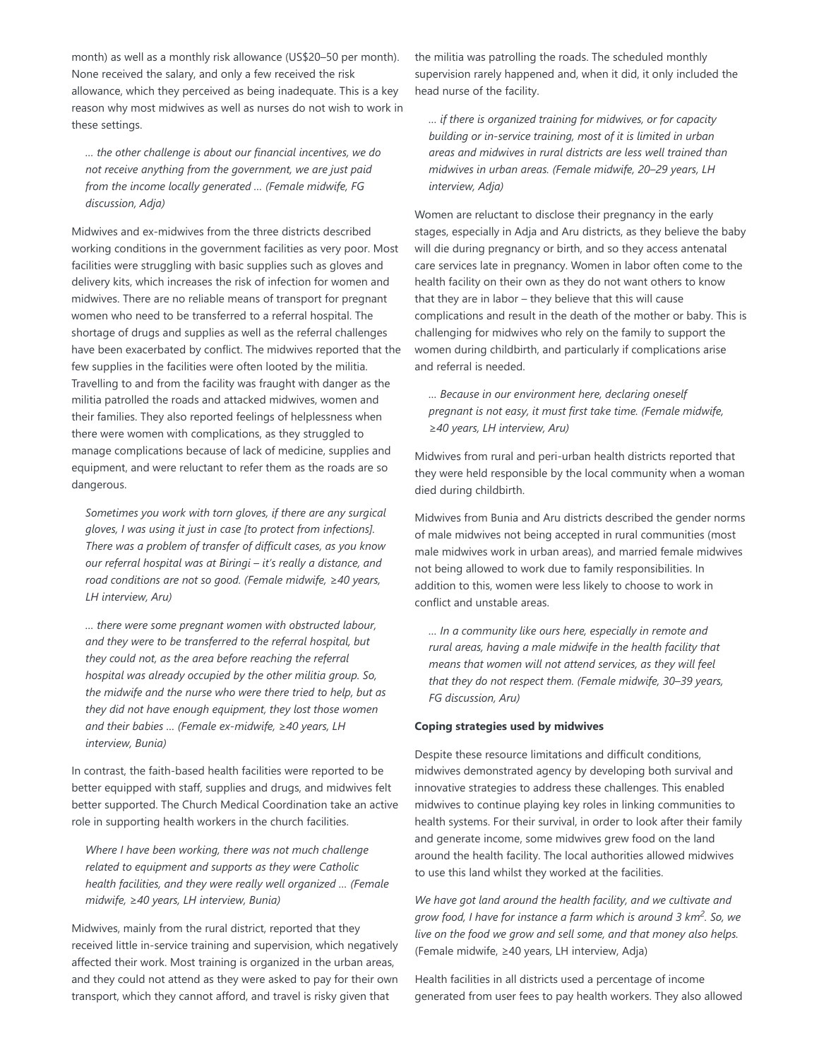month) as well as a monthly risk allowance (US$20–50 per month). None received the salary, and only a few received the risk allowance, which they perceived as being inadequate. This is a key reason why most midwives as well as nurses do not wish to work in these settings.

> *… the other challenge is about our financial incentives, we do not receive anything from the government, we are just paid from the income locally generated … (Female midwife, FG discussion, Adja)*

Midwives and ex-midwives from the three districts described working conditions in the government facilities as very poor. Most facilities were struggling with basic supplies such as gloves and delivery kits, which increases the risk of infection for women and midwives. There are no reliable means of transport for pregnant women who need to be transferred to a referral hospital. The shortage of drugs and supplies as well as the referral challenges have been exacerbated by conflict. The midwives reported that the few supplies in the facilities were often looted by the militia. Travelling to and from the facility was fraught with danger as the militia patrolled the roads and attacked midwives, women and their families. They also reported feelings of helplessness when there were women with complications, as they struggled to manage complications because of lack of medicine, supplies and equipment, and were reluctant to refer them as the roads are so dangerous.

> *Sometimes you work with torn gloves, if there are any surgical gloves, I was using it just in case [to protect from infections]. There was a problem of transfer of difficult cases, as you know our referral hospital was at Biringi – it's really a distance, and road conditions are not so good. (Female midwife, ≥40 years, LH interview, Aru)*

> *… there were some pregnant women with obstructed labour, and they were to be transferred to the referral hospital, but they could not, as the area before reaching the referral hospital was already occupied by the other militia group. So, the midwife and the nurse who were there tried to help, but as they did not have enough equipment, they lost those women and their babies … (Female ex-midwife, ≥40 years, LH interview, Bunia)*

In contrast, the faith-based health facilities were reported to be better equipped with staff, supplies and drugs, and midwives felt better supported. The Church Medical Coordination take an active role in supporting health workers in the church facilities.

> *Where I have been working, there was not much challenge related to equipment and supports as they were Catholic health facilities, and they were really well organized … (Female midwife, ≥40 years, LH interview, Bunia)*

Midwives, mainly from the rural district, reported that they received little in-service training and supervision, which negatively affected their work. Most training is organized in the urban areas, and they could not attend as they were asked to pay for their own transport, which they cannot afford, and travel is risky given that the militia was patrolling the roads. The scheduled monthly supervision rarely happened and, when it did, it only included the head nurse of the facility.

> *… if there is organized training for midwives, or for capacity building or in-service training, most of it is limited in urban areas and midwives in rural districts are less well trained than midwives in urban areas. (Female midwife, 20–29 years, LH interview, Adja)*

Women are reluctant to disclose their pregnancy in the early stages, especially in Adja and Aru districts, as they believe the baby will die during pregnancy or birth, and so they access antenatal care services late in pregnancy. Women in labor often come to the health facility on their own as they do not want others to know that they are in labor – they believe that this will cause complications and result in the death of the mother or baby. This is challenging for midwives who rely on the family to support the women during childbirth, and particularly if complications arise and referral is needed.

> *… Because in our environment here, declaring oneself pregnant is not easy, it must first take time. (Female midwife, ≥40 years, LH interview, Aru)*

Midwives from rural and peri-urban health districts reported that they were held responsible by the local community when a woman died during childbirth.

Midwives from Bunia and Aru districts described the gender norms of male midwives not being accepted in rural communities (most male midwives work in urban areas), and married female midwives not being allowed to work due to family responsibilities. In addition to this, women were less likely to choose to work in conflict and unstable areas.

> *… In a community like ours here, especially in remote and rural areas, having a male midwife in the health facility that means that women will not attend services, as they will feel that they do not respect them. (Female midwife, 30–39 years, FG discussion, Aru)*

**Coping strategies used by midwives**

Despite these resource limitations and difficult conditions, midwives demonstrated agency by developing both survival and innovative strategies to address these challenges. This enabled midwives to continue playing key roles in linking communities to health systems. For their survival, in order to look after their family and generate income, some midwives grew food on the land around the health facility. The local authorities allowed midwives to use this land whilst they worked at the facilities.

*We have got land around the health facility, and we cultivate and grow food, I have for instance a farm which is around 3 km$^2$. So, we live on the food we grow and sell some, and that money also helps.* (Female midwife, ≥40 years, LH interview, Adja)

Health facilities in all districts used a percentage of income generated from user fees to pay health workers. They also allowed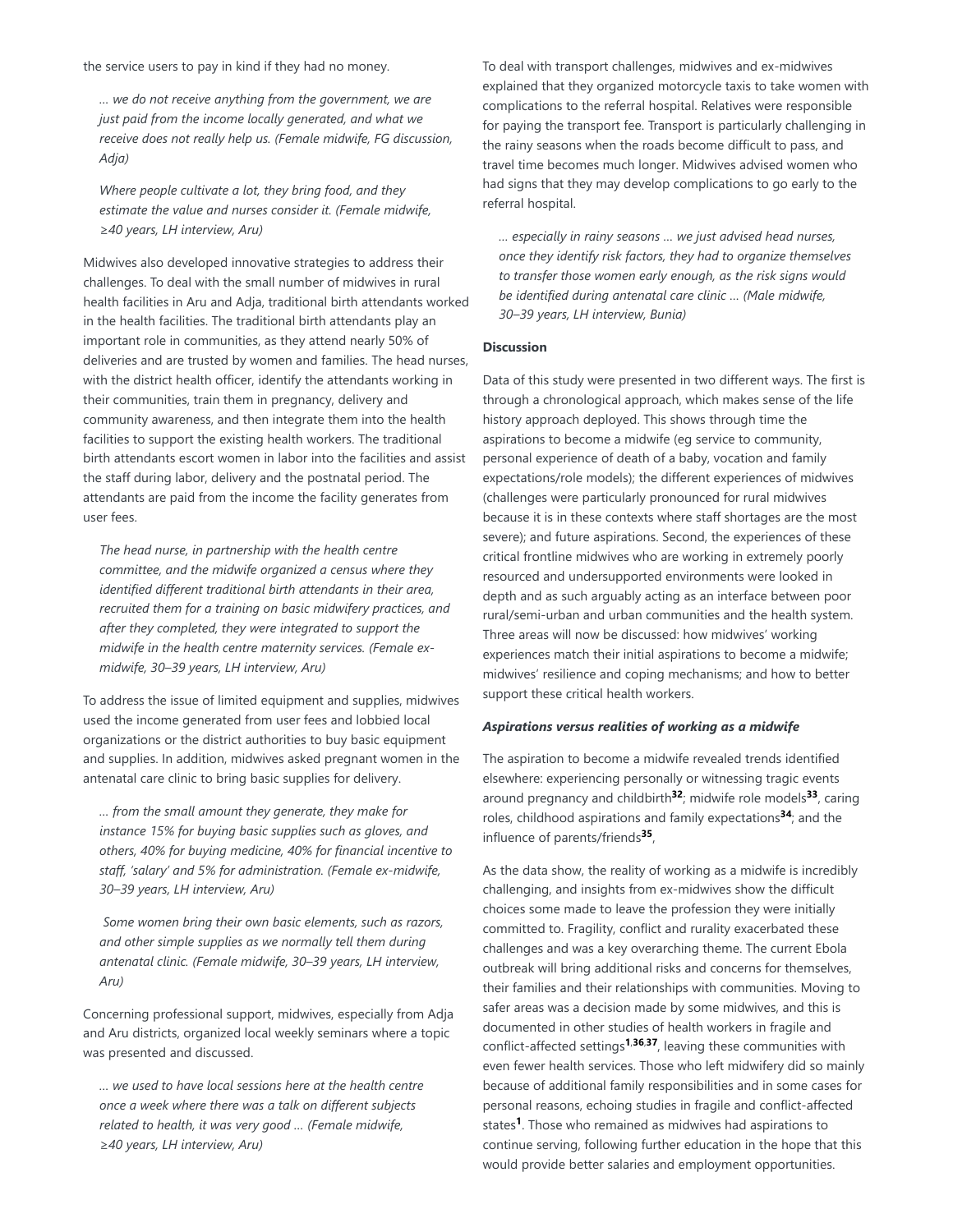the service users to pay in kind if they had no money.

> *… we do not receive anything from the government, we are just paid from the income locally generated, and what we receive does not really help us. (Female midwife, FG discussion, Adja)*

> *Where people cultivate a lot, they bring food, and they estimate the value and nurses consider it. (Female midwife, ≥40 years, LH interview, Aru)*

Midwives also developed innovative strategies to address their challenges. To deal with the small number of midwives in rural health facilities in Aru and Adja, traditional birth attendants worked in the health facilities. The traditional birth attendants play an important role in communities, as they attend nearly 50% of deliveries and are trusted by women and families. The head nurses, with the district health officer, identify the attendants working in their communities, train them in pregnancy, delivery and community awareness, and then integrate them into the health facilities to support the existing health workers. The traditional birth attendants escort women in labor into the facilities and assist the staff during labor, delivery and the postnatal period. The attendants are paid from the income the facility generates from user fees.

> *The head nurse, in partnership with the health centre committee, and the midwife organized a census where they identified different traditional birth attendants in their area, recruited them for a training on basic midwifery practices, and after they completed, they were integrated to support the midwife in the health centre maternity services. (Female ex-midwife, 30–39 years, LH interview, Aru)*

To address the issue of limited equipment and supplies, midwives used the income generated from user fees and lobbied local organizations or the district authorities to buy basic equipment and supplies. In addition, midwives asked pregnant women in the antenatal care clinic to bring basic supplies for delivery.

> *… from the small amount they generate, they make for instance 15% for buying basic supplies such as gloves, and others, 40% for buying medicine, 40% for financial incentive to staff, 'salary' and 5% for administration. (Female ex-midwife, 30–39 years, LH interview, Aru)*

> *Some women bring their own basic elements, such as razors, and other simple supplies as we normally tell them during antenatal clinic. (Female midwife, 30–39 years, LH interview, Aru)*

Concerning professional support, midwives, especially from Adja and Aru districts, organized local weekly seminars where a topic was presented and discussed.

> *… we used to have local sessions here at the health centre once a week where there was a talk on different subjects related to health, it was very good … (Female midwife, ≥40 years, LH interview, Aru)*

To deal with transport challenges, midwives and ex-midwives explained that they organized motorcycle taxis to take women with complications to the referral hospital. Relatives were responsible for paying the transport fee. Transport is particularly challenging in the rainy seasons when the roads become difficult to pass, and travel time becomes much longer. Midwives advised women who had signs that they may develop complications to go early to the referral hospital.

> *… especially in rainy seasons … we just advised head nurses, once they identify risk factors, they had to organize themselves to transfer those women early enough, as the risk signs would be identified during antenatal care clinic … (Male midwife, 30–39 years, LH interview, Bunia)*

**Discussion**

Data of this study were presented in two different ways. The first is through a chronological approach, which makes sense of the life history approach deployed. This shows through time the aspirations to become a midwife (eg service to community, personal experience of death of a baby, vocation and family expectations/role models); the different experiences of midwives (challenges were particularly pronounced for rural midwives because it is in these contexts where staff shortages are the most severe); and future aspirations. Second, the experiences of these critical frontline midwives who are working in extremely poorly resourced and undersupported environments were looked in depth and as such arguably acting as an interface between poor rural/semi-urban and urban communities and the health system. Three areas will now be discussed: how midwives' working experiences match their initial aspirations to become a midwife; midwives' resilience and coping mechanisms; and how to better support these critical health workers.

***Aspirations versus realities of working as a midwife***

The aspiration to become a midwife revealed trends identified elsewhere: experiencing personally or witnessing tragic events around pregnancy and childbirth[32]; midwife role models[33], caring roles, childhood aspirations and family expectations[34]; and the influence of parents/friends[35],

As the data show, the reality of working as a midwife is incredibly challenging, and insights from ex-midwives show the difficult choices some made to leave the profession they were initially committed to. Fragility, conflict and rurality exacerbated these challenges and was a key overarching theme. The current Ebola outbreak will bring additional risks and concerns for themselves, their families and their relationships with communities. Moving to safer areas was a decision made by some midwives, and this is documented in other studies of health workers in fragile and conflict-affected settings[1,36,37], leaving these communities with even fewer health services. Those who left midwifery did so mainly because of additional family responsibilities and in some cases for personal reasons, echoing studies in fragile and conflict-affected states[1]. Those who remained as midwives had aspirations to continue serving, following further education in the hope that this would provide better salaries and employment opportunities.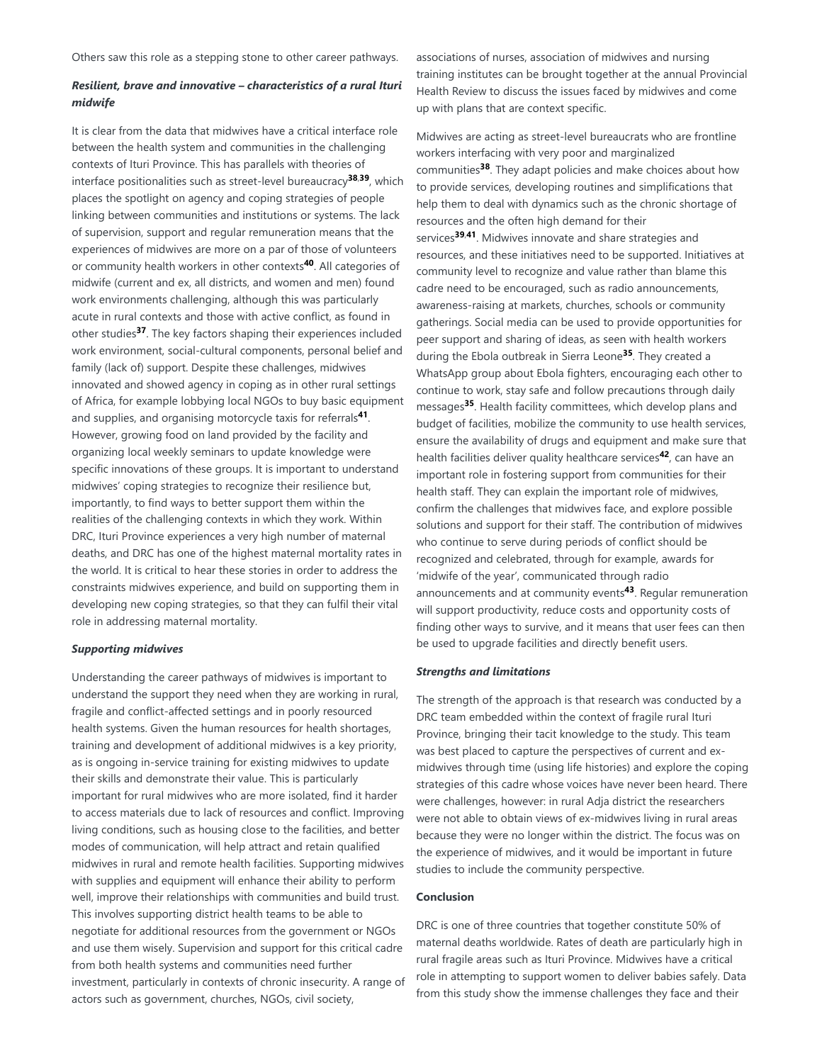Others saw this role as a stepping stone to other career pathways.

### *Resilient, brave and innovative – characteristics of a rural Ituri midwife*

It is clear from the data that midwives have a critical interface role between the health system and communities in the challenging contexts of Ituri Province. This has parallels with theories of interface positionalities such as street-level bureaucracy[38,39], which places the spotlight on agency and coping strategies of people linking between communities and institutions or systems. The lack of supervision, support and regular remuneration means that the experiences of midwives are more on a par of those of volunteers or community health workers in other contexts[40]. All categories of midwife (current and ex, all districts, and women and men) found work environments challenging, although this was particularly acute in rural contexts and those with active conflict, as found in other studies[37]. The key factors shaping their experiences included work environment, social-cultural components, personal belief and family (lack of) support. Despite these challenges, midwives innovated and showed agency in coping as in other rural settings of Africa, for example lobbying local NGOs to buy basic equipment and supplies, and organising motorcycle taxis for referrals[41]. However, growing food on land provided by the facility and organizing local weekly seminars to update knowledge were specific innovations of these groups. It is important to understand midwives' coping strategies to recognize their resilience but, importantly, to find ways to better support them within the realities of the challenging contexts in which they work. Within DRC, Ituri Province experiences a very high number of maternal deaths, and DRC has one of the highest maternal mortality rates in the world. It is critical to hear these stories in order to address the constraints midwives experience, and build on supporting them in developing new coping strategies, so that they can fulfil their vital role in addressing maternal mortality.

### *Supporting midwives*

Understanding the career pathways of midwives is important to understand the support they need when they are working in rural, fragile and conflict-affected settings and in poorly resourced health systems. Given the human resources for health shortages, training and development of additional midwives is a key priority, as is ongoing in-service training for existing midwives to update their skills and demonstrate their value. This is particularly important for rural midwives who are more isolated, find it harder to access materials due to lack of resources and conflict. Improving living conditions, such as housing close to the facilities, and better modes of communication, will help attract and retain qualified midwives in rural and remote health facilities. Supporting midwives with supplies and equipment will enhance their ability to perform well, improve their relationships with communities and build trust. This involves supporting district health teams to be able to negotiate for additional resources from the government or NGOs and use them wisely. Supervision and support for this critical cadre from both health systems and communities need further investment, particularly in contexts of chronic insecurity. A range of actors such as government, churches, NGOs, civil society, associations of nurses, association of midwives and nursing training institutes can be brought together at the annual Provincial Health Review to discuss the issues faced by midwives and come up with plans that are context specific.

Midwives are acting as street-level bureaucrats who are frontline workers interfacing with very poor and marginalized communities[38]. They adapt policies and make choices about how to provide services, developing routines and simplifications that help them to deal with dynamics such as the chronic shortage of resources and the often high demand for their services[39,41]. Midwives innovate and share strategies and resources, and these initiatives need to be supported. Initiatives at community level to recognize and value rather than blame this cadre need to be encouraged, such as radio announcements, awareness-raising at markets, churches, schools or community gatherings. Social media can be used to provide opportunities for peer support and sharing of ideas, as seen with health workers during the Ebola outbreak in Sierra Leone[35]. They created a WhatsApp group about Ebola fighters, encouraging each other to continue to work, stay safe and follow precautions through daily messages[35]. Health facility committees, which develop plans and budget of facilities, mobilize the community to use health services, ensure the availability of drugs and equipment and make sure that health facilities deliver quality healthcare services[42], can have an important role in fostering support from communities for their health staff. They can explain the important role of midwives, confirm the challenges that midwives face, and explore possible solutions and support for their staff. The contribution of midwives who continue to serve during periods of conflict should be recognized and celebrated, through for example, awards for 'midwife of the year', communicated through radio announcements and at community events[43]. Regular remuneration will support productivity, reduce costs and opportunity costs of finding other ways to survive, and it means that user fees can then be used to upgrade facilities and directly benefit users.

### *Strengths and limitations*

The strength of the approach is that research was conducted by a DRC team embedded within the context of fragile rural Ituri Province, bringing their tacit knowledge to the study. This team was best placed to capture the perspectives of current and ex-midwives through time (using life histories) and explore the coping strategies of this cadre whose voices have never been heard. There were challenges, however: in rural Adja district the researchers were not able to obtain views of ex-midwives living in rural areas because they were no longer within the district. The focus was on the experience of midwives, and it would be important in future studies to include the community perspective.

## Conclusion

DRC is one of three countries that together constitute 50% of maternal deaths worldwide. Rates of death are particularly high in rural fragile areas such as Ituri Province. Midwives have a critical role in attempting to support women to deliver babies safely. Data from this study show the immense challenges they face and their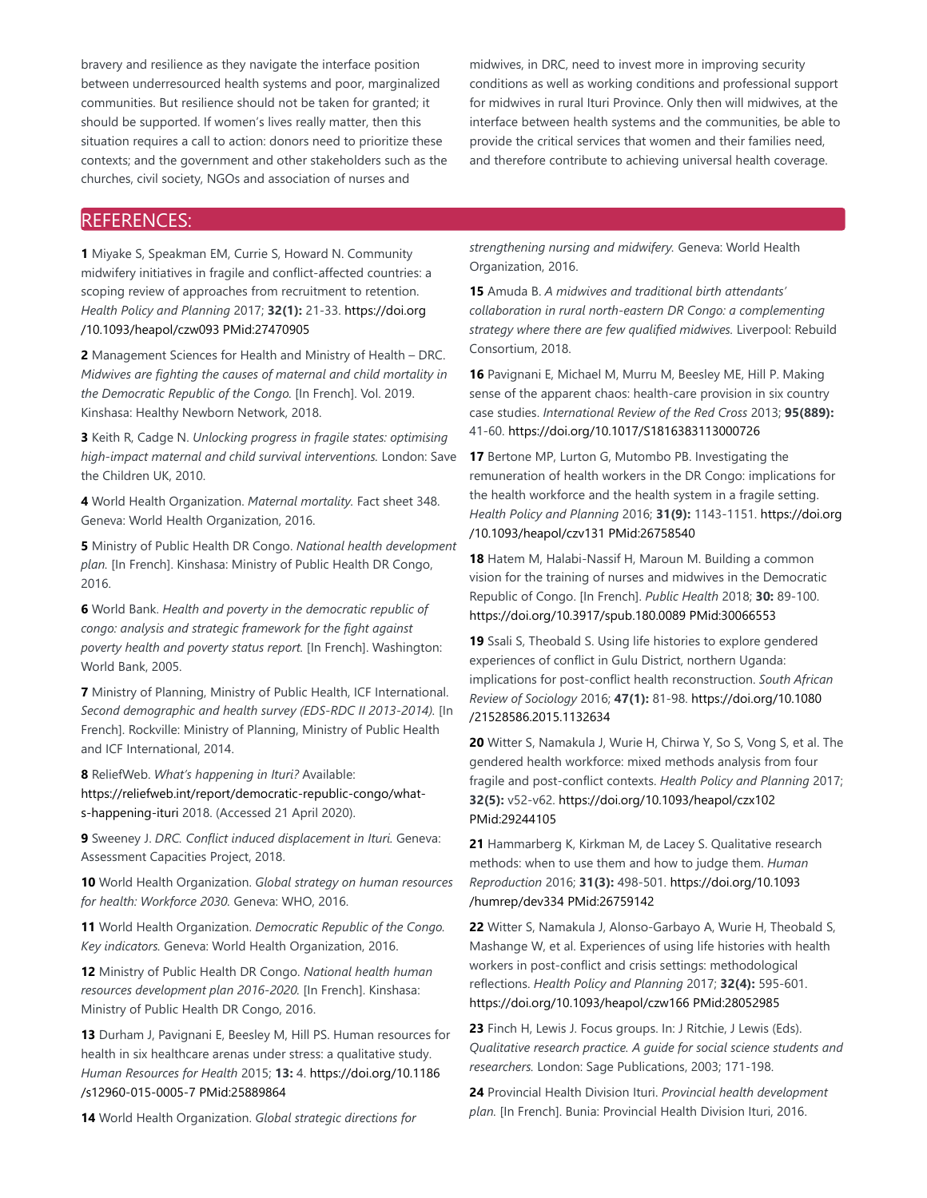bravery and resilience as they navigate the interface position between underresourced health systems and poor, marginalized communities. But resilience should not be taken for granted; it should be supported. If women's lives really matter, then this situation requires a call to action: donors need to prioritize these contexts; and the government and other stakeholders such as the churches, civil society, NGOs and association of nurses and midwives, in DRC, need to invest more in improving security conditions as well as working conditions and professional support for midwives in rural Ituri Province. Only then will midwives, at the interface between health systems and the communities, be able to provide the critical services that women and their families need, and therefore contribute to achieving universal health coverage.

## REFERENCES:

**1** Miyake S, Speakman EM, Currie S, Howard N. Community midwifery initiatives in fragile and conflict-affected countries: a scoping review of approaches from recruitment to retention. *Health Policy and Planning* 2017; **32(1):** 21-33. https://doi.org/10.1093/heapol/czw093 PMid:27470905

**2** Management Sciences for Health and Ministry of Health – DRC. *Midwives are fighting the causes of maternal and child mortality in the Democratic Republic of the Congo.* [In French]. Vol. 2019. Kinshasa: Healthy Newborn Network, 2018.

**3** Keith R, Cadge N. *Unlocking progress in fragile states: optimising high-impact maternal and child survival interventions.* London: Save the Children UK, 2010.

**4** World Health Organization. *Maternal mortality.* Fact sheet 348. Geneva: World Health Organization, 2016.

**5** Ministry of Public Health DR Congo. *National health development plan.* [In French]. Kinshasa: Ministry of Public Health DR Congo, 2016.

**6** World Bank. *Health and poverty in the democratic republic of congo: analysis and strategic framework for the fight against poverty health and poverty status report.* [In French]. Washington: World Bank, 2005.

**7** Ministry of Planning, Ministry of Public Health, ICF International. *Second demographic and health survey (EDS-RDC II 2013-2014).* [In French]. Rockville: Ministry of Planning, Ministry of Public Health and ICF International, 2014.

**8** ReliefWeb. *What's happening in Ituri?* Available: https://reliefweb.int/report/democratic-republic-congo/what-s-happening-ituri 2018. (Accessed 21 April 2020).

**9** Sweeney J. *DRC. Conflict induced displacement in Ituri.* Geneva: Assessment Capacities Project, 2018.

**10** World Health Organization. *Global strategy on human resources for health: Workforce 2030.* Geneva: WHO, 2016.

**11** World Health Organization. *Democratic Republic of the Congo. Key indicators.* Geneva: World Health Organization, 2016.

**12** Ministry of Public Health DR Congo. *National health human resources development plan 2016-2020.* [In French]. Kinshasa: Ministry of Public Health DR Congo, 2016.

**13** Durham J, Pavignani E, Beesley M, Hill PS. Human resources for health in six healthcare arenas under stress: a qualitative study. *Human Resources for Health* 2015; **13:** 4. https://doi.org/10.1186/s12960-015-0005-7 PMid:25889864

**14** World Health Organization. *Global strategic directions for strengthening nursing and midwifery.* Geneva: World Health Organization, 2016.

**15** Amuda B. *A midwives and traditional birth attendants' collaboration in rural north-eastern DR Congo: a complementing strategy where there are few qualified midwives.* Liverpool: Rebuild Consortium, 2018.

**16** Pavignani E, Michael M, Murru M, Beesley ME, Hill P. Making sense of the apparent chaos: health-care provision in six country case studies. *International Review of the Red Cross* 2013; **95(889):** 41-60. https://doi.org/10.1017/S1816383113000726

**17** Bertone MP, Lurton G, Mutombo PB. Investigating the remuneration of health workers in the DR Congo: implications for the health workforce and the health system in a fragile setting. *Health Policy and Planning* 2016; **31(9):** 1143-1151. https://doi.org/10.1093/heapol/czv131 PMid:26758540

**18** Hatem M, Halabi-Nassif H, Maroun M. Building a common vision for the training of nurses and midwives in the Democratic Republic of Congo. [In French]. *Public Health* 2018; **30:** 89-100. https://doi.org/10.3917/spub.180.0089 PMid:30066553

**19** Ssali S, Theobald S. Using life histories to explore gendered experiences of conflict in Gulu District, northern Uganda: implications for post-conflict health reconstruction. *South African Review of Sociology* 2016; **47(1):** 81-98. https://doi.org/10.1080/21528586.2015.1132634

**20** Witter S, Namakula J, Wurie H, Chirwa Y, So S, Vong S, et al. The gendered health workforce: mixed methods analysis from four fragile and post-conflict contexts. *Health Policy and Planning* 2017; **32(5):** v52-v62. https://doi.org/10.1093/heapol/czx102 PMid:29244105

**21** Hammarberg K, Kirkman M, de Lacey S. Qualitative research methods: when to use them and how to judge them. *Human Reproduction* 2016; **31(3):** 498-501. https://doi.org/10.1093/humrep/dev334 PMid:26759142

**22** Witter S, Namakula J, Alonso-Garbayo A, Wurie H, Theobald S, Mashange W, et al. Experiences of using life histories with health workers in post-conflict and crisis settings: methodological reflections. *Health Policy and Planning* 2017; **32(4):** 595-601. https://doi.org/10.1093/heapol/czw166 PMid:28052985

**23** Finch H, Lewis J. Focus groups. In: J Ritchie, J Lewis (Eds). *Qualitative research practice. A guide for social science students and researchers.* London: Sage Publications, 2003; 171-198.

**24** Provincial Health Division Ituri. *Provincial health development plan.* [In French]. Bunia: Provincial Health Division Ituri, 2016.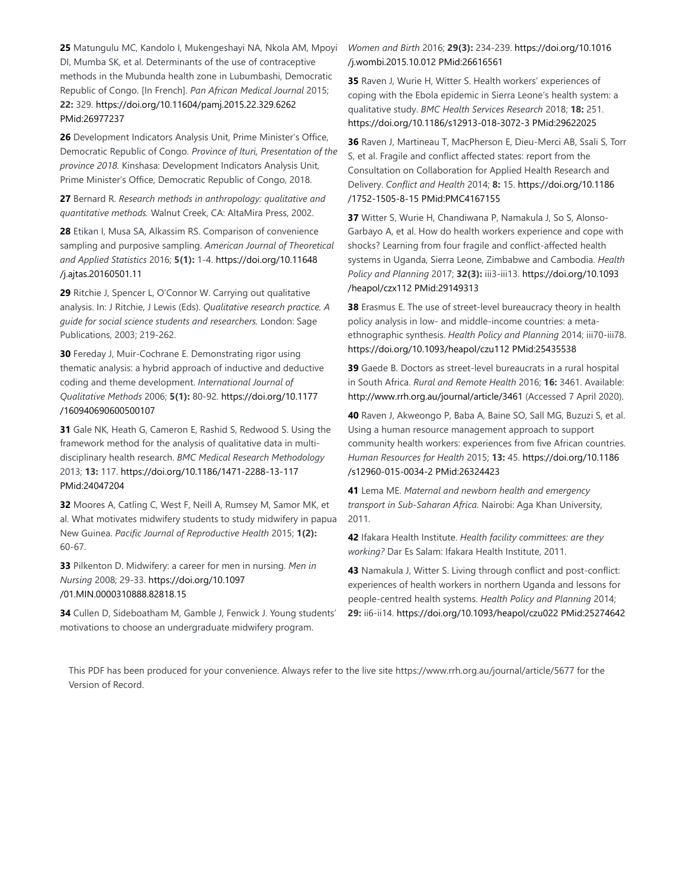**25** Matungulu MC, Kandolo I, Mukengeshayi NA, Nkola AM, Mpoyi DI, Mumba SK, et al. Determinants of the use of contraceptive methods in the Mubunda health zone in Lubumbashi, Democratic Republic of Congo. [In French]. *Pan African Medical Journal* 2015; **22:** 329. https://doi.org/10.11604/pamj.2015.22.329.6262 PMid:26977237

**26** Development Indicators Analysis Unit, Prime Minister's Office, Democratic Republic of Congo. *Province of Ituri, Presentation of the province 2018.* Kinshasa: Development Indicators Analysis Unit, Prime Minister's Office, Democratic Republic of Congo, 2018.

**27** Bernard R. *Research methods in anthropology: qualitative and quantitative methods.* Walnut Creek, CA: AltaMira Press, 2002.

**28** Etikan I, Musa SA, Alkassim RS. Comparison of convenience sampling and purposive sampling. *American Journal of Theoretical and Applied Statistics* 2016; **5(1):** 1-4. https://doi.org/10.11648/j.ajtas.20160501.11

**29** Ritchie J, Spencer L, O'Connor W. Carrying out qualitative analysis. In: J Ritchie, J Lewis (Eds). *Qualitative research practice. A guide for social science students and researchers.* London: Sage Publications, 2003; 219-262.

**30** Fereday J, Muir-Cochrane E. Demonstrating rigor using thematic analysis: a hybrid approach of inductive and deductive coding and theme development. *International Journal of Qualitative Methods* 2006; **5(1):** 80-92. https://doi.org/10.1177/160940690600500107

**31** Gale NK, Heath G, Cameron E, Rashid S, Redwood S. Using the framework method for the analysis of qualitative data in multi-disciplinary health research. *BMC Medical Research Methodology* 2013; **13:** 117. https://doi.org/10.1186/1471-2288-13-117 PMid:24047204

**32** Moores A, Catling C, West F, Neill A, Rumsey M, Samor MK, et al. What motivates midwifery students to study midwifery in papua New Guinea. *Pacific Journal of Reproductive Health* 2015; **1(2):** 60-67.

**33** Pilkenton D. Midwifery: a career for men in nursing. *Men in Nursing* 2008; 29-33. https://doi.org/10.1097/01.MIN.0000310888.82818.15

**34** Cullen D, Sideboatham M, Gamble J, Fenwick J. Young students' motivations to choose an undergraduate midwifery program. *Women and Birth* 2016; **29(3):** 234-239. https://doi.org/10.1016/j.wombi.2015.10.012 PMid:26616561

**35** Raven J, Wurie H, Witter S. Health workers' experiences of coping with the Ebola epidemic in Sierra Leone's health system: a qualitative study. *BMC Health Services Research* 2018; **18:** 251. https://doi.org/10.1186/s12913-018-3072-3 PMid:29622025

**36** Raven J, Martineau T, MacPherson E, Dieu-Merci AB, Ssali S, Torr S, et al. Fragile and conflict affected states: report from the Consultation on Collaboration for Applied Health Research and Delivery. *Conflict and Health* 2014; **8:** 15. https://doi.org/10.1186/1752-1505-8-15 PMid:PMC4167155

**37** Witter S, Wurie H, Chandiwana P, Namakula J, So S, Alonso-Garbayo A, et al. How do health workers experience and cope with shocks? Learning from four fragile and conflict-affected health systems in Uganda, Sierra Leone, Zimbabwe and Cambodia. *Health Policy and Planning* 2017; **32(3):** iii3-iii13. https://doi.org/10.1093/heapol/czx112 PMid:29149313

**38** Erasmus E. The use of street-level bureaucracy theory in health policy analysis in low- and middle-income countries: a meta-ethnographic synthesis. *Health Policy and Planning* 2014; iii70-iii78. https://doi.org/10.1093/heapol/czu112 PMid:25435538

**39** Gaede B. Doctors as street-level bureaucrats in a rural hospital in South Africa. *Rural and Remote Health* 2016; **16:** 3461. Available: http://www.rrh.org.au/journal/article/3461 (Accessed 7 April 2020).

**40** Raven J, Akweongo P, Baba A, Baine SO, Sall MG, Buzuzi S, et al. Using a human resource management approach to support community health workers: experiences from five African countries. *Human Resources for Health* 2015; **13:** 45. https://doi.org/10.1186/s12960-015-0034-2 PMid:26324423

**41** Lema ME. *Maternal and newborn health and emergency transport in Sub-Saharan Africa.* Nairobi: Aga Khan University, 2011.

**42** Ifakara Health Institute. *Health facility committees: are they working?* Dar Es Salam: Ifakara Health Institute, 2011.

**43** Namakula J, Witter S. Living through conflict and post-conflict: experiences of health workers in northern Uganda and lessons for people-centred health systems. *Health Policy and Planning* 2014; **29:** ii6-ii14. https://doi.org/10.1093/heapol/czu022 PMid:25274642

This PDF has been produced for your convenience. Always refer to the live site https://www.rrh.org.au/journal/article/5677 for the Version of Record.